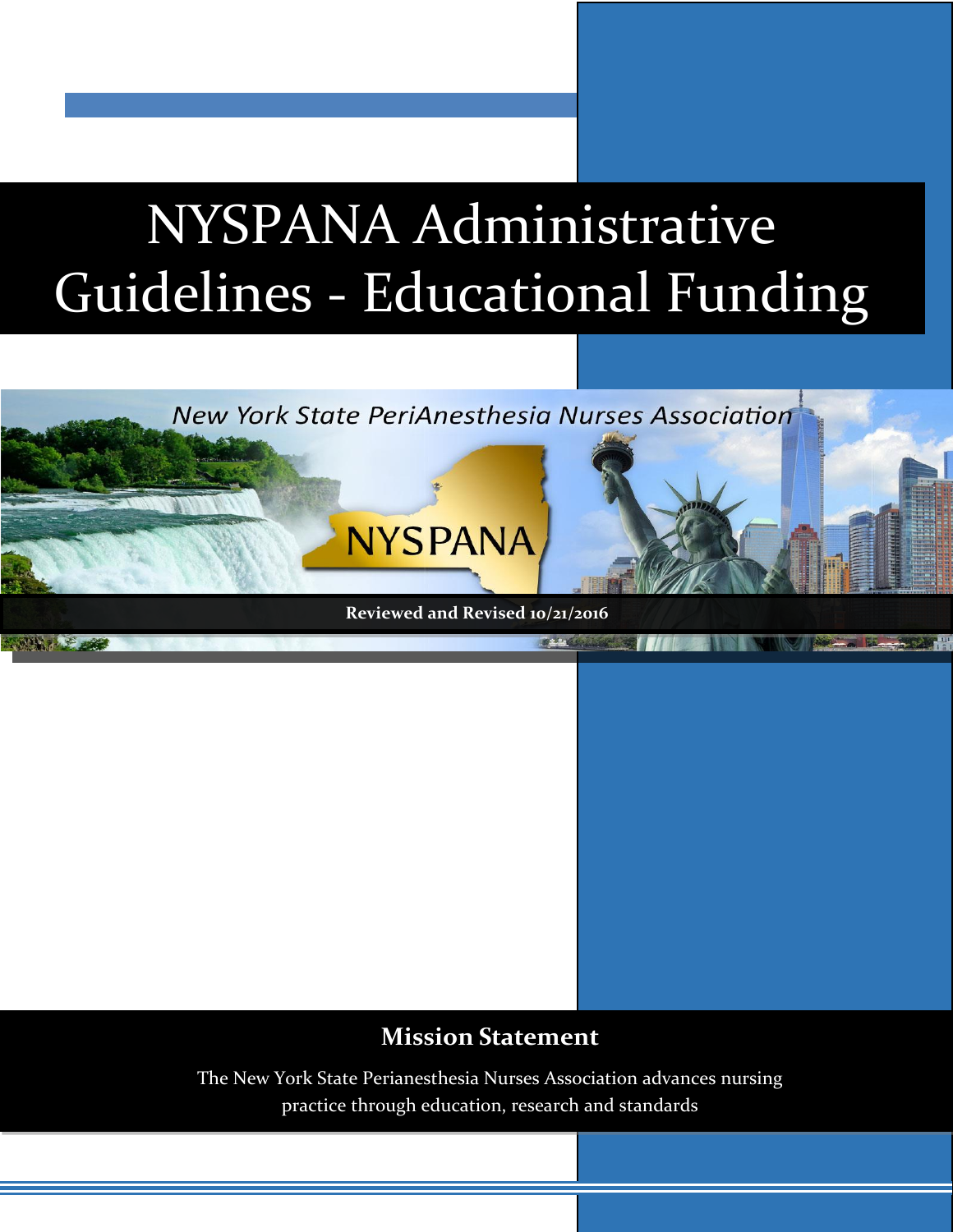# NYSPANA Administrative Guidelines - Educational Funding

*New York State PeriAnesthesia Nurses Association*

NYSPANA

**Reviewed and Revised 10/21/2016**

## Mission Statement

The New York State Perianesthesia Nurses Association advances nursing practice through education, research and standards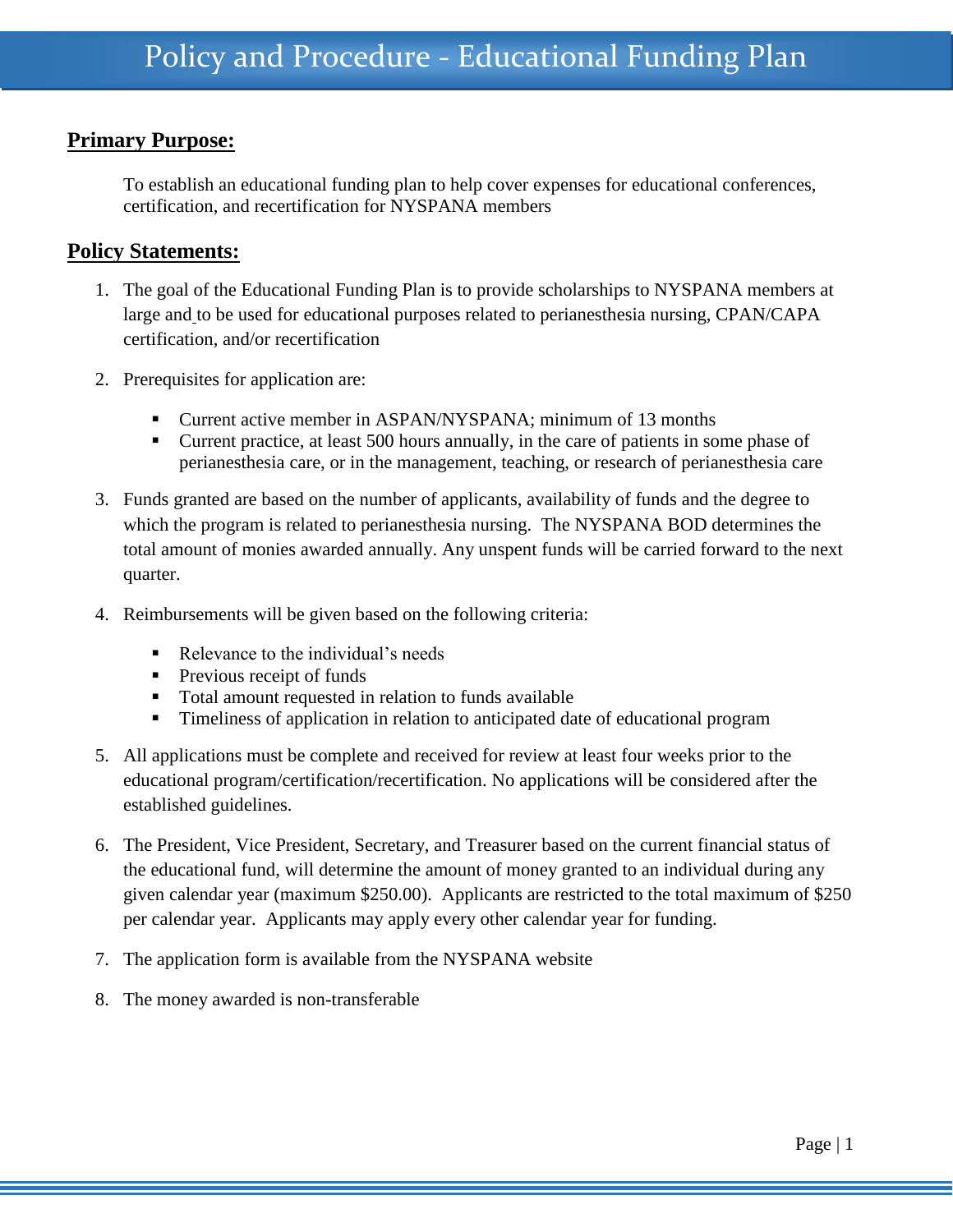# Policy and Procedure - Educational Funding Plan

## Primary Purpose:

To establish an educational funding plan to help cover expenses for educational conferences, certification, and recertification for NYSPANA members

## Policy Statements:

1. The goal of the Educational Funding Plan is to provide scholarships to NYSPANA members at large and to be used for educational purposes related to perianesthesia nursing, CPAN/CAPA certification, and/or recertification

2. Prerequisites for application are:

   - Current active member in ASPAN/NYSPANA; minimum of 13 months
   - Current practice, at least 500 hours annually, in the care of patients in some phase of perianesthesia care, or in the management, teaching, or research of perianesthesia care

3. Funds granted are based on the number of applicants, availability of funds and the degree to which the program is related to perianesthesia nursing. The NYSPANA BOD determines the total amount of monies awarded annually. Any unspent funds will be carried forward to the next quarter.

4. Reimbursements will be given based on the following criteria:

   - Relevance to the individual's needs
   - Previous receipt of funds
   - Total amount requested in relation to funds available
   - Timeliness of application in relation to anticipated date of educational program

5. All applications must be complete and received for review at least four weeks prior to the educational program/certification/recertification. No applications will be considered after the established guidelines.

6. The President, Vice President, Secretary, and Treasurer based on the current financial status of the educational fund, will determine the amount of money granted to an individual during any given calendar year (maximum $250.00). Applicants are restricted to the total maximum of $250 per calendar year. Applicants may apply every other calendar year for funding.

7. The application form is available from the NYSPANA website

8. The money awarded is non-transferable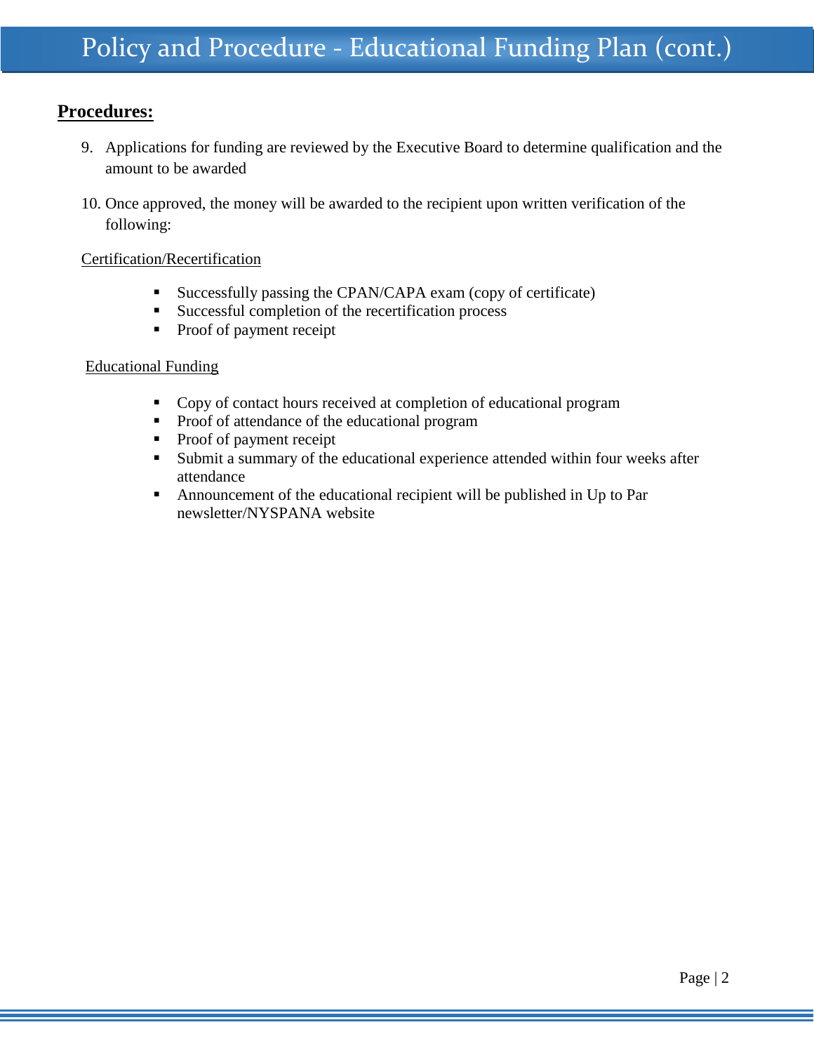# Policy and Procedure - Educational Funding Plan (cont.)

## **Procedures:**

9. Applications for funding are reviewed by the Executive Board to determine qualification and the amount to be awarded

10. Once approved, the money will be awarded to the recipient upon written verification of the following:

Certification/Recertification

- Successfully passing the CPAN/CAPA exam (copy of certificate)
- Successful completion of the recertification process
- Proof of payment receipt

Educational Funding

- Copy of contact hours received at completion of educational program
- Proof of attendance of the educational program
- Proof of payment receipt
- Submit a summary of the educational experience attended within four weeks after attendance
- Announcement of the educational recipient will be published in Up to Par newsletter/NYSPANA website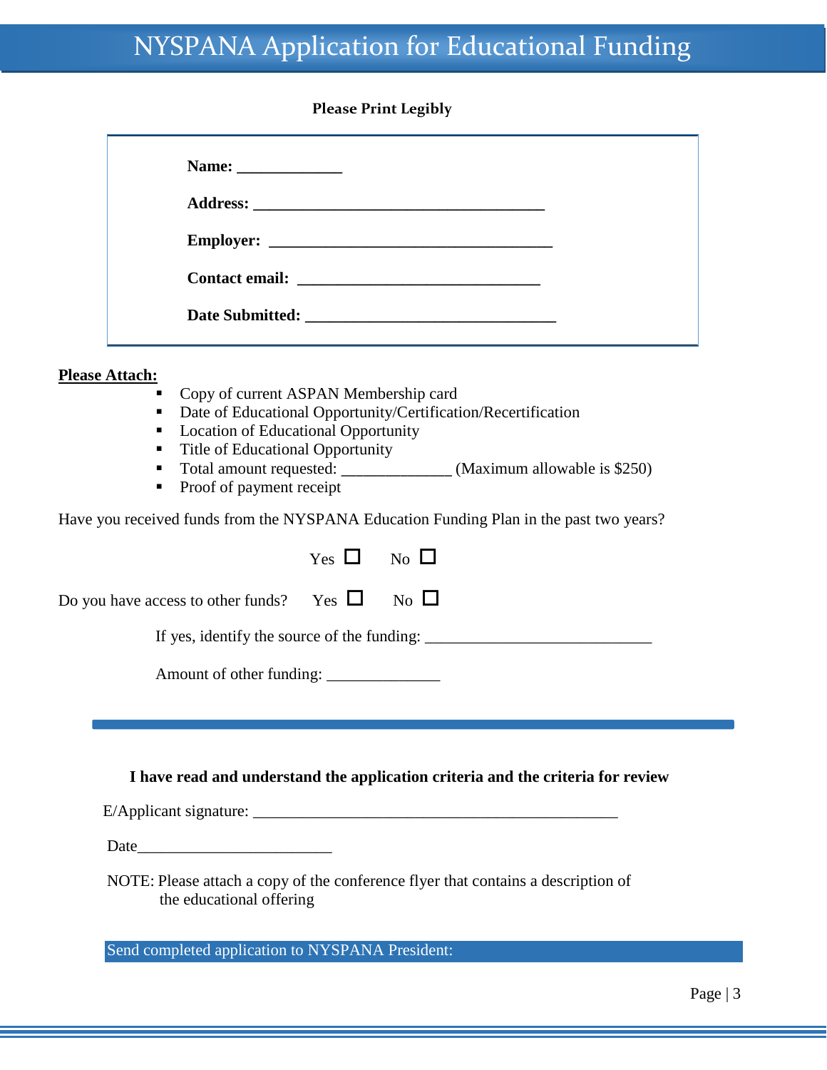# NYSPANA Application for Educational Funding

**Please Print Legibly**

**Name: _____________**

**Address: _____________________________________**

**Employer: ____________________________________**

**Contact email: ______________________________**

**Date Submitted: _______________________________**

**Please Attach:**

- Copy of current ASPAN Membership card
- Date of Educational Opportunity/Certification/Recertification
- Location of Educational Opportunity
- Title of Educational Opportunity
- Total amount requested: ______________ (Maximum allowable is $250)
- Proof of payment receipt

Have you received funds from the NYSPANA Education Funding Plan in the past two years?

Yes ☐ No ☐

Do you have access to other funds? Yes ☐ No ☐

If yes, identify the source of the funding: ____________________________

Amount of other funding: ______________

**I have read and understand the application criteria and the criteria for review**

E/Applicant signature: ______________________________________________

Date________________________

NOTE: Please attach a copy of the conference flyer that contains a description of the educational offering

Send completed application to NYSPANA President: